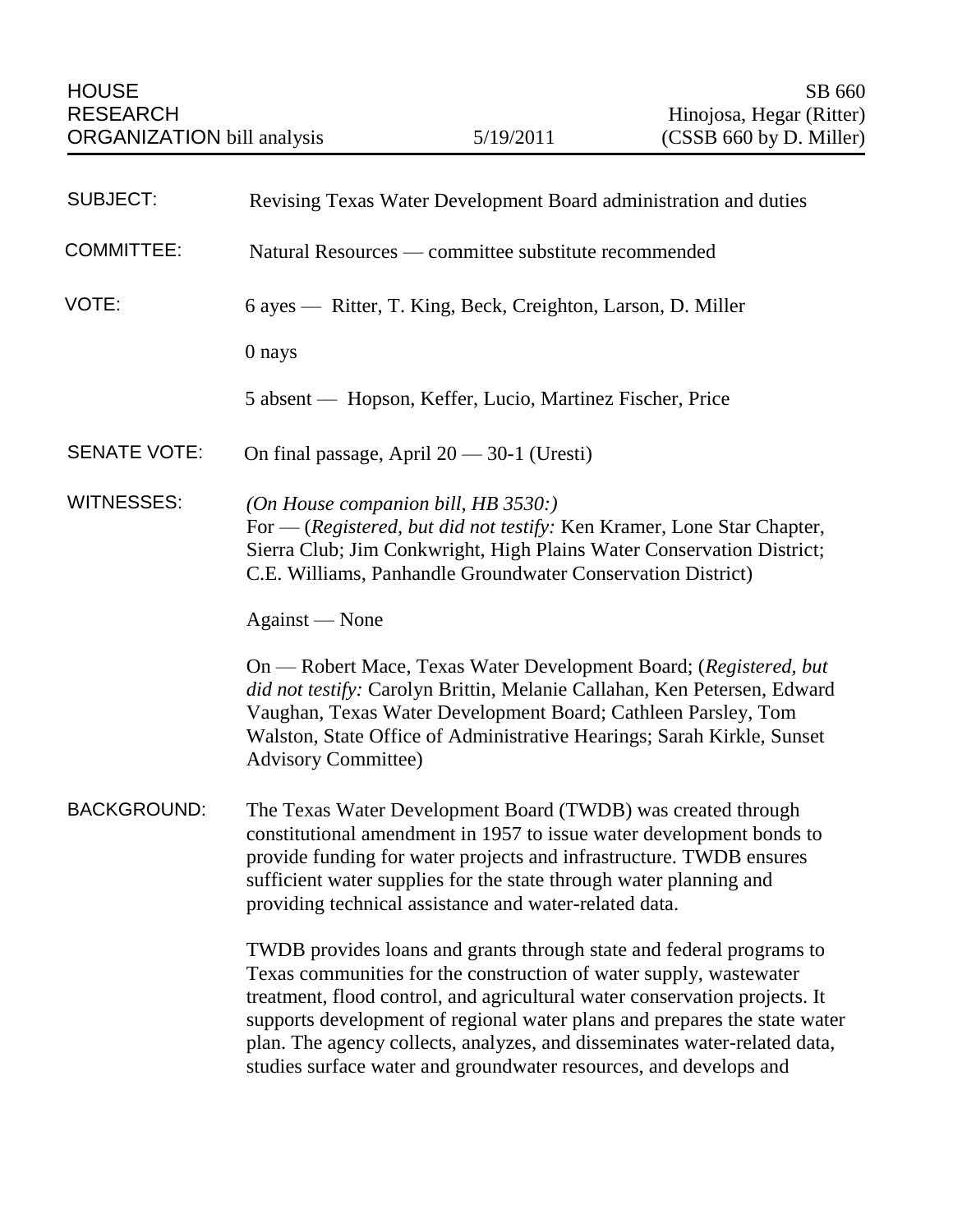HOUSE RESEARCH ORGANIZATION bill analysis — 5/19/2011

SB 660
Hinojosa, Hegar (Ritter)
(CSSB 660 by D. Miller)

**SUBJECT:** Revising Texas Water Development Board administration and duties

**COMMITTEE:** Natural Resources — committee substitute recommended

**VOTE:** 6 ayes — Ritter, T. King, Beck, Creighton, Larson, D. Miller

0 nays

5 absent — Hopson, Keffer, Lucio, Martinez Fischer, Price

**SENATE VOTE:** On final passage, April 20 — 30-1 (Uresti)

**WITNESSES:** *(On House companion bill, HB 3530:)*
For — (*Registered, but did not testify:* Ken Kramer, Lone Star Chapter, Sierra Club; Jim Conkwright, High Plains Water Conservation District; C.E. Williams, Panhandle Groundwater Conservation District)

Against — None

On — Robert Mace, Texas Water Development Board; (*Registered, but did not testify:* Carolyn Brittin, Melanie Callahan, Ken Petersen, Edward Vaughan, Texas Water Development Board; Cathleen Parsley, Tom Walston, State Office of Administrative Hearings; Sarah Kirkle, Sunset Advisory Committee)

**BACKGROUND:** The Texas Water Development Board (TWDB) was created through constitutional amendment in 1957 to issue water development bonds to provide funding for water projects and infrastructure. TWDB ensures sufficient water supplies for the state through water planning and providing technical assistance and water-related data.

TWDB provides loans and grants through state and federal programs to Texas communities for the construction of water supply, wastewater treatment, flood control, and agricultural water conservation projects. It supports development of regional water plans and prepares the state water plan. The agency collects, analyzes, and disseminates water-related data, studies surface water and groundwater resources, and develops and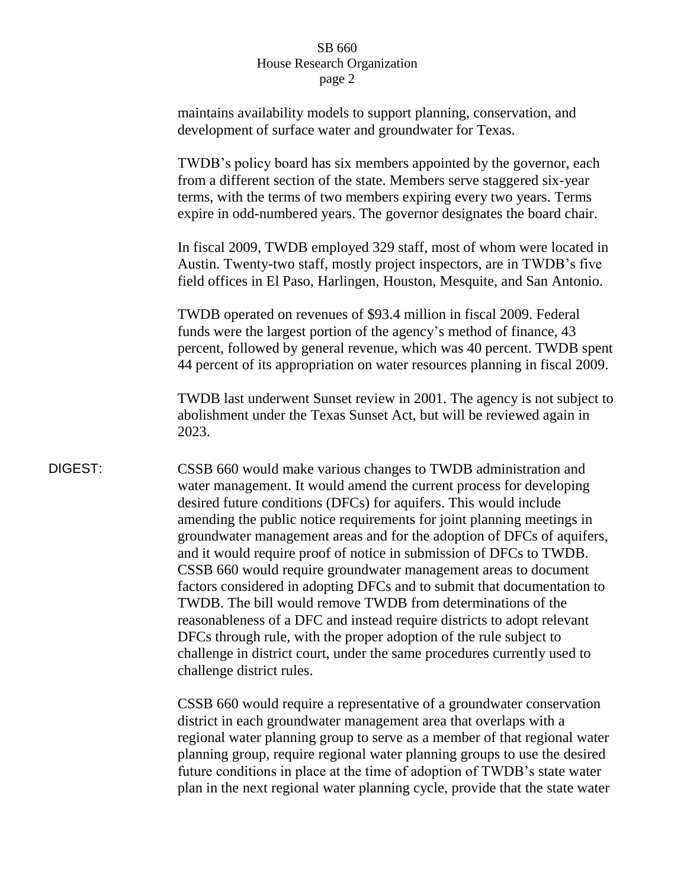maintains availability models to support planning, conservation, and development of surface water and groundwater for Texas.

TWDB's policy board has six members appointed by the governor, each from a different section of the state. Members serve staggered six-year terms, with the terms of two members expiring every two years. Terms expire in odd-numbered years. The governor designates the board chair.

In fiscal 2009, TWDB employed 329 staff, most of whom were located in Austin. Twenty-two staff, mostly project inspectors, are in TWDB's five field offices in El Paso, Harlingen, Houston, Mesquite, and San Antonio.

TWDB operated on revenues of $93.4 million in fiscal 2009. Federal funds were the largest portion of the agency's method of finance, 43 percent, followed by general revenue, which was 40 percent. TWDB spent 44 percent of its appropriation on water resources planning in fiscal 2009.

TWDB last underwent Sunset review in 2001. The agency is not subject to abolishment under the Texas Sunset Act, but will be reviewed again in 2023.

**DIGEST:** CSSB 660 would make various changes to TWDB administration and water management. It would amend the current process for developing desired future conditions (DFCs) for aquifers. This would include amending the public notice requirements for joint planning meetings in groundwater management areas and for the adoption of DFCs of aquifers, and it would require proof of notice in submission of DFCs to TWDB. CSSB 660 would require groundwater management areas to document factors considered in adopting DFCs and to submit that documentation to TWDB. The bill would remove TWDB from determinations of the reasonableness of a DFC and instead require districts to adopt relevant DFCs through rule, with the proper adoption of the rule subject to challenge in district court, under the same procedures currently used to challenge district rules.

CSSB 660 would require a representative of a groundwater conservation district in each groundwater management area that overlaps with a regional water planning group to serve as a member of that regional water planning group, require regional water planning groups to use the desired future conditions in place at the time of adoption of TWDB's state water plan in the next regional water planning cycle, provide that the state water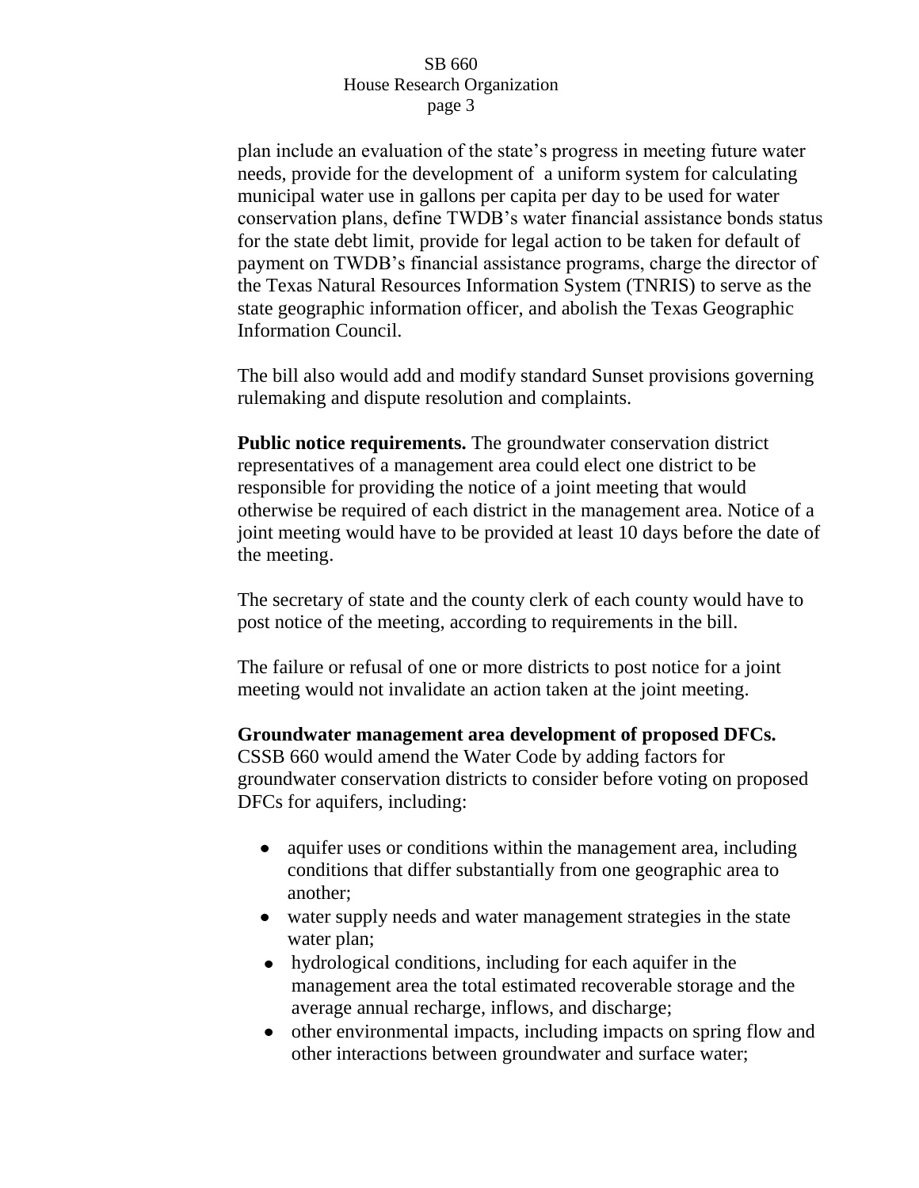plan include an evaluation of the state's progress in meeting future water needs, provide for the development of a uniform system for calculating municipal water use in gallons per capita per day to be used for water conservation plans, define TWDB's water financial assistance bonds status for the state debt limit, provide for legal action to be taken for default of payment on TWDB's financial assistance programs, charge the director of the Texas Natural Resources Information System (TNRIS) to serve as the state geographic information officer, and abolish the Texas Geographic Information Council.

The bill also would add and modify standard Sunset provisions governing rulemaking and dispute resolution and complaints.

**Public notice requirements.** The groundwater conservation district representatives of a management area could elect one district to be responsible for providing the notice of a joint meeting that would otherwise be required of each district in the management area. Notice of a joint meeting would have to be provided at least 10 days before the date of the meeting.

The secretary of state and the county clerk of each county would have to post notice of the meeting, according to requirements in the bill.

The failure or refusal of one or more districts to post notice for a joint meeting would not invalidate an action taken at the joint meeting.

**Groundwater management area development of proposed DFCs.** CSSB 660 would amend the Water Code by adding factors for groundwater conservation districts to consider before voting on proposed DFCs for aquifers, including:

- aquifer uses or conditions within the management area, including conditions that differ substantially from one geographic area to another;
- water supply needs and water management strategies in the state water plan;
- hydrological conditions, including for each aquifer in the management area the total estimated recoverable storage and the average annual recharge, inflows, and discharge;
- other environmental impacts, including impacts on spring flow and other interactions between groundwater and surface water;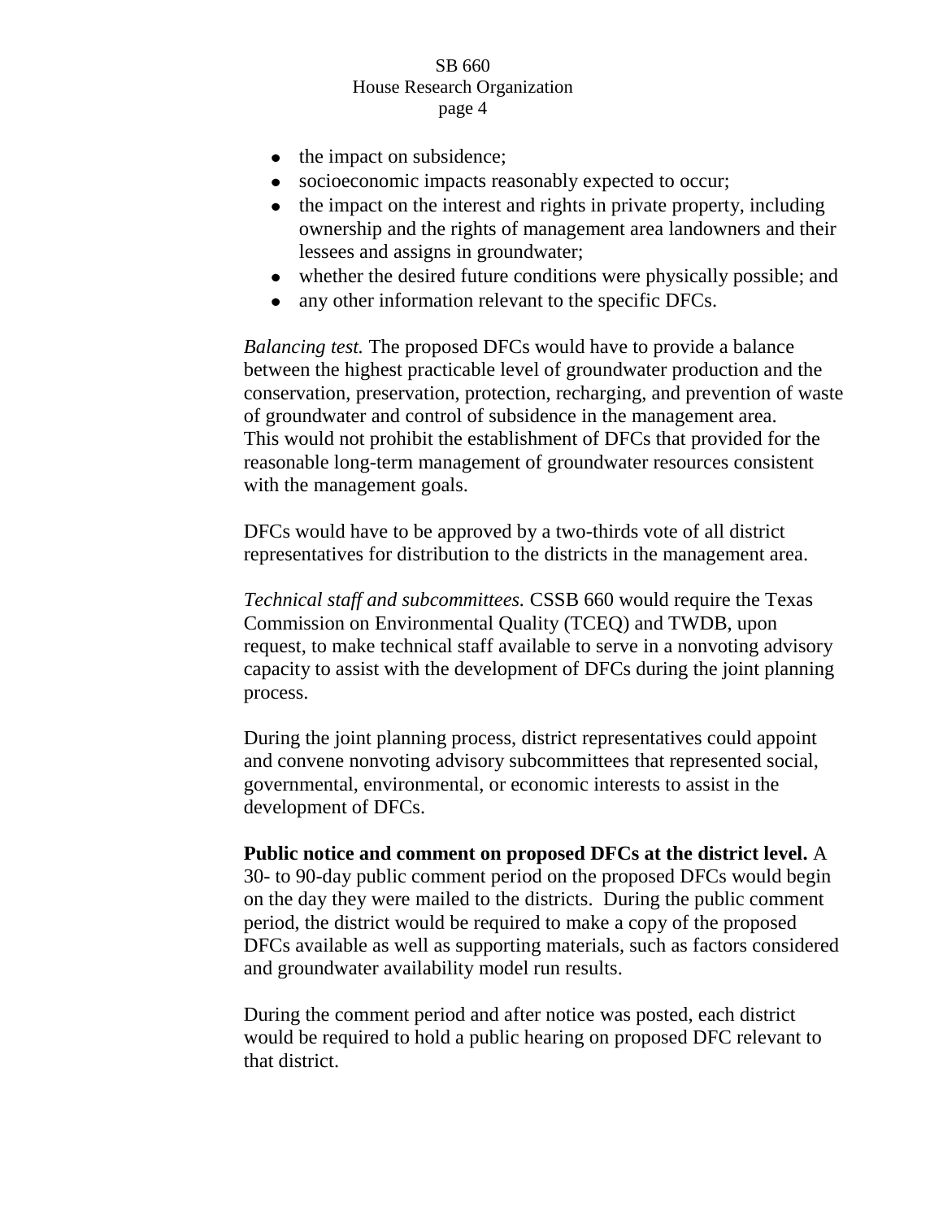- the impact on subsidence;
- socioeconomic impacts reasonably expected to occur;
- the impact on the interest and rights in private property, including ownership and the rights of management area landowners and their lessees and assigns in groundwater;
- whether the desired future conditions were physically possible; and
- any other information relevant to the specific DFCs.

*Balancing test.* The proposed DFCs would have to provide a balance between the highest practicable level of groundwater production and the conservation, preservation, protection, recharging, and prevention of waste of groundwater and control of subsidence in the management area. This would not prohibit the establishment of DFCs that provided for the reasonable long-term management of groundwater resources consistent with the management goals.

DFCs would have to be approved by a two-thirds vote of all district representatives for distribution to the districts in the management area.

*Technical staff and subcommittees.* CSSB 660 would require the Texas Commission on Environmental Quality (TCEQ) and TWDB, upon request, to make technical staff available to serve in a nonvoting advisory capacity to assist with the development of DFCs during the joint planning process.

During the joint planning process, district representatives could appoint and convene nonvoting advisory subcommittees that represented social, governmental, environmental, or economic interests to assist in the development of DFCs.

**Public notice and comment on proposed DFCs at the district level.** A 30- to 90-day public comment period on the proposed DFCs would begin on the day they were mailed to the districts. During the public comment period, the district would be required to make a copy of the proposed DFCs available as well as supporting materials, such as factors considered and groundwater availability model run results.

During the comment period and after notice was posted, each district would be required to hold a public hearing on proposed DFC relevant to that district.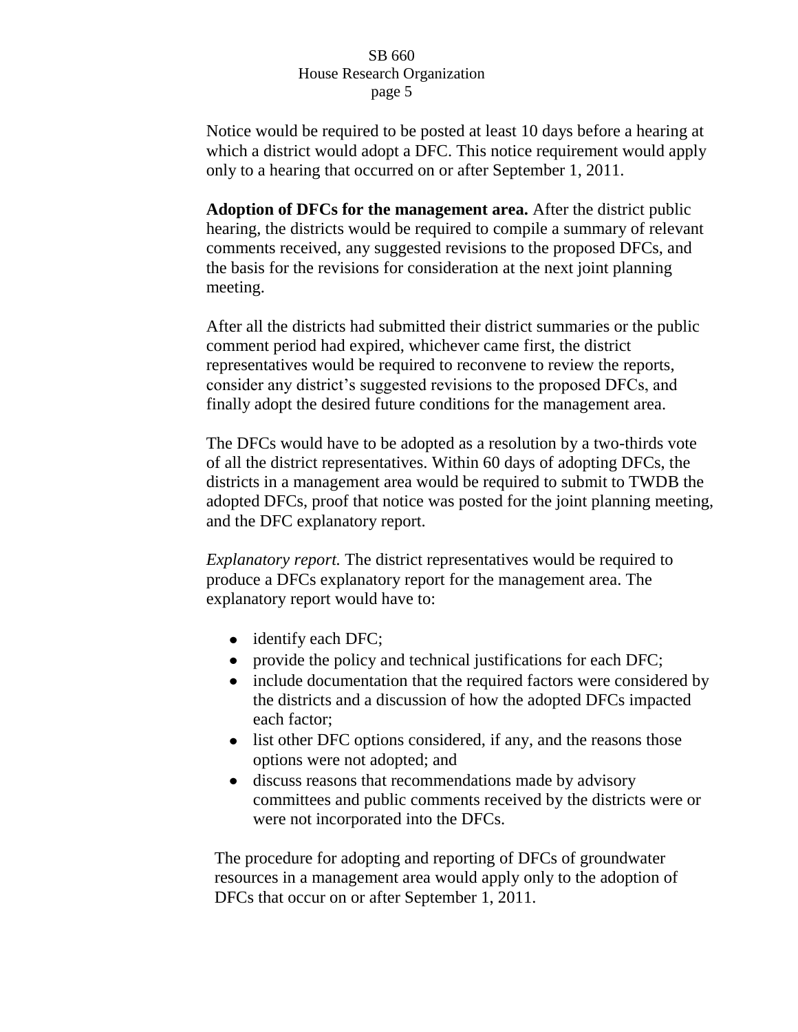Notice would be required to be posted at least 10 days before a hearing at which a district would adopt a DFC. This notice requirement would apply only to a hearing that occurred on or after September 1, 2011.

**Adoption of DFCs for the management area.** After the district public hearing, the districts would be required to compile a summary of relevant comments received, any suggested revisions to the proposed DFCs, and the basis for the revisions for consideration at the next joint planning meeting.

After all the districts had submitted their district summaries or the public comment period had expired, whichever came first, the district representatives would be required to reconvene to review the reports, consider any district's suggested revisions to the proposed DFCs, and finally adopt the desired future conditions for the management area.

The DFCs would have to be adopted as a resolution by a two-thirds vote of all the district representatives. Within 60 days of adopting DFCs, the districts in a management area would be required to submit to TWDB the adopted DFCs, proof that notice was posted for the joint planning meeting, and the DFC explanatory report.

*Explanatory report.* The district representatives would be required to produce a DFCs explanatory report for the management area. The explanatory report would have to:

- identify each DFC;
- provide the policy and technical justifications for each DFC;
- include documentation that the required factors were considered by the districts and a discussion of how the adopted DFCs impacted each factor;
- list other DFC options considered, if any, and the reasons those options were not adopted; and
- discuss reasons that recommendations made by advisory committees and public comments received by the districts were or were not incorporated into the DFCs.

The procedure for adopting and reporting of DFCs of groundwater resources in a management area would apply only to the adoption of DFCs that occur on or after September 1, 2011.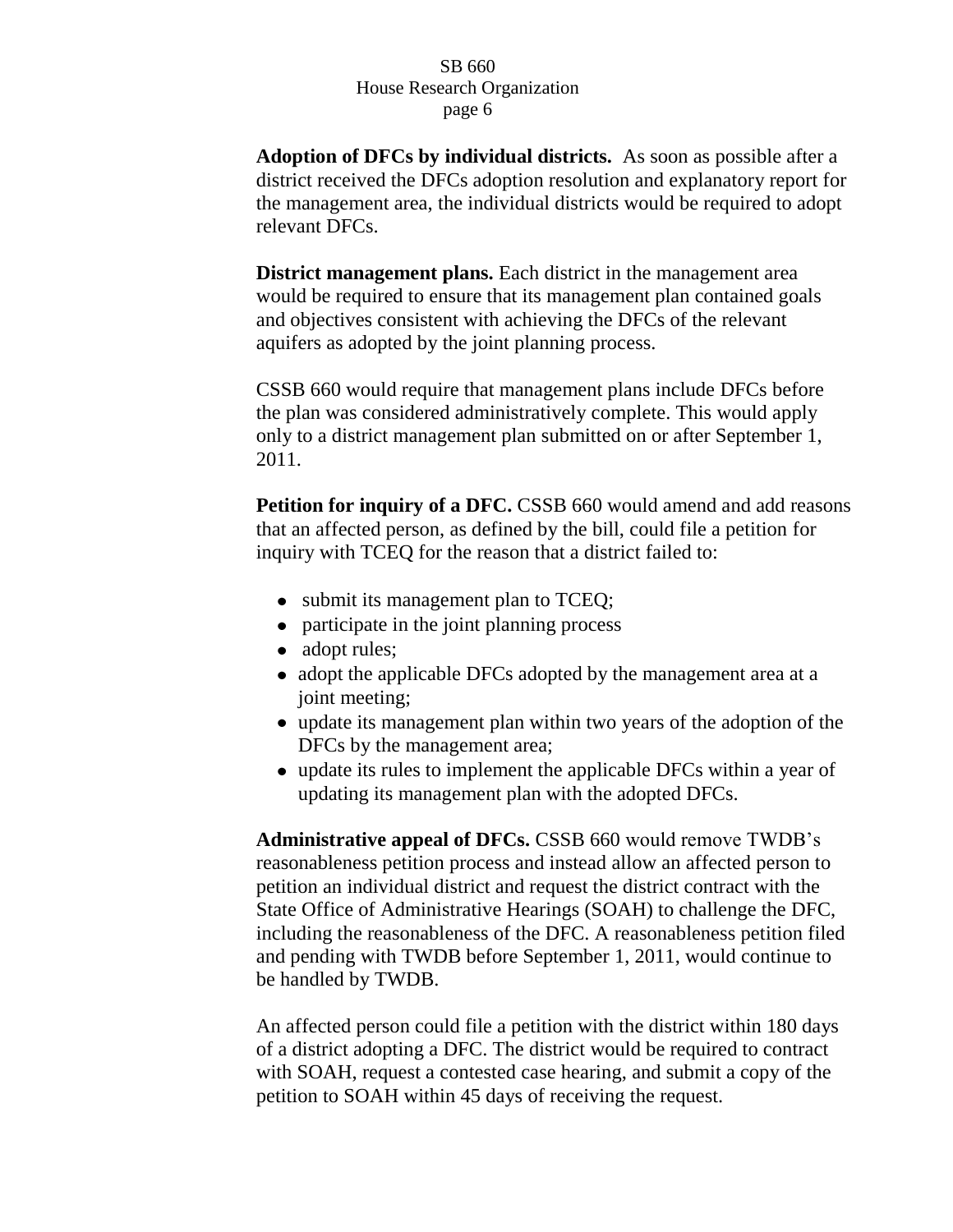**Adoption of DFCs by individual districts.** As soon as possible after a district received the DFCs adoption resolution and explanatory report for the management area, the individual districts would be required to adopt relevant DFCs.

**District management plans.** Each district in the management area would be required to ensure that its management plan contained goals and objectives consistent with achieving the DFCs of the relevant aquifers as adopted by the joint planning process.

CSSB 660 would require that management plans include DFCs before the plan was considered administratively complete. This would apply only to a district management plan submitted on or after September 1, 2011.

**Petition for inquiry of a DFC.** CSSB 660 would amend and add reasons that an affected person, as defined by the bill, could file a petition for inquiry with TCEQ for the reason that a district failed to:

- submit its management plan to TCEQ;
- participate in the joint planning process
- adopt rules;
- adopt the applicable DFCs adopted by the management area at a joint meeting;
- update its management plan within two years of the adoption of the DFCs by the management area;
- update its rules to implement the applicable DFCs within a year of updating its management plan with the adopted DFCs.

**Administrative appeal of DFCs.** CSSB 660 would remove TWDB's reasonableness petition process and instead allow an affected person to petition an individual district and request the district contract with the State Office of Administrative Hearings (SOAH) to challenge the DFC, including the reasonableness of the DFC. A reasonableness petition filed and pending with TWDB before September 1, 2011, would continue to be handled by TWDB.

An affected person could file a petition with the district within 180 days of a district adopting a DFC. The district would be required to contract with SOAH, request a contested case hearing, and submit a copy of the petition to SOAH within 45 days of receiving the request.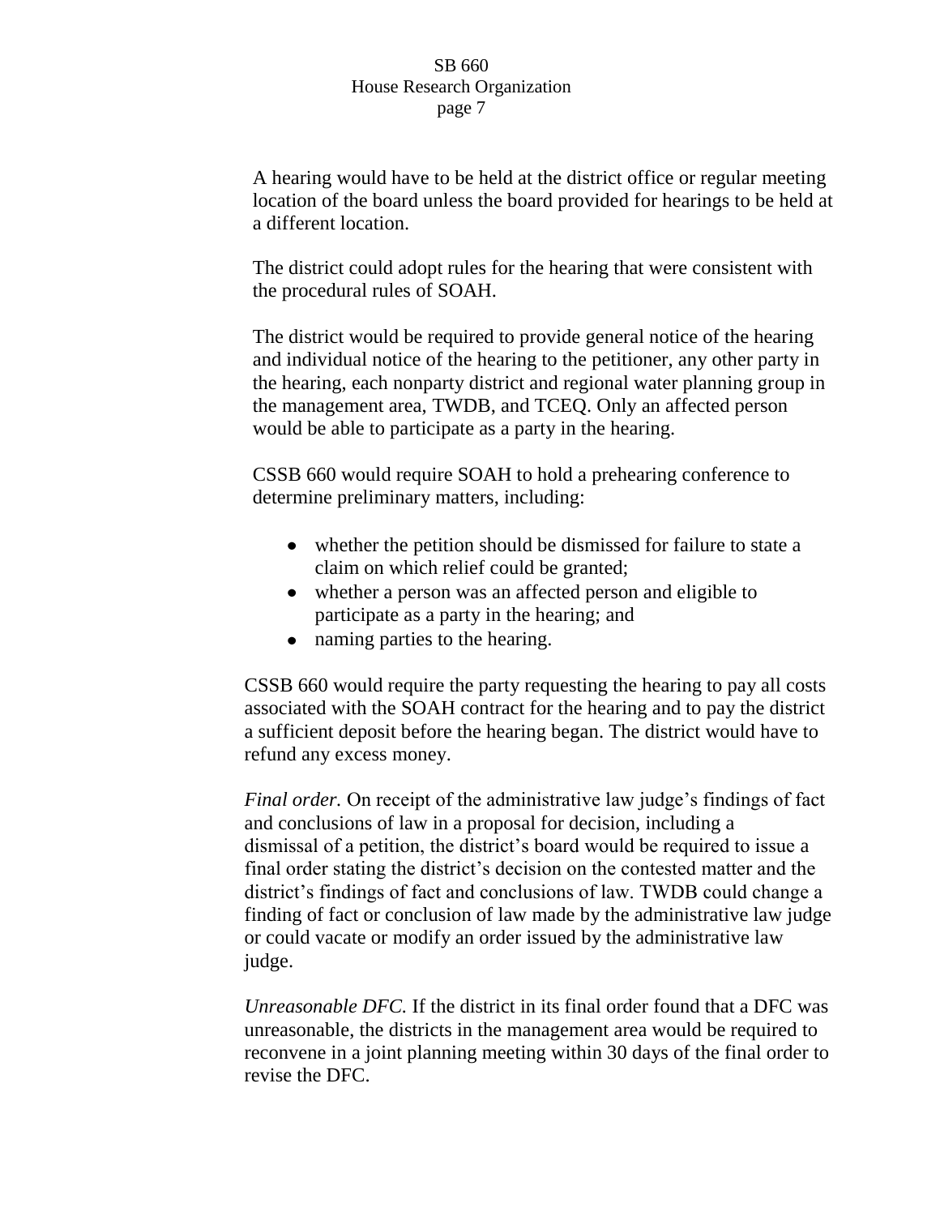A hearing would have to be held at the district office or regular meeting location of the board unless the board provided for hearings to be held at a different location.

The district could adopt rules for the hearing that were consistent with the procedural rules of SOAH.

The district would be required to provide general notice of the hearing and individual notice of the hearing to the petitioner, any other party in the hearing, each nonparty district and regional water planning group in the management area, TWDB, and TCEQ. Only an affected person would be able to participate as a party in the hearing.

CSSB 660 would require SOAH to hold a prehearing conference to determine preliminary matters, including:

- whether the petition should be dismissed for failure to state a claim on which relief could be granted;
- whether a person was an affected person and eligible to participate as a party in the hearing; and
- naming parties to the hearing.

CSSB 660 would require the party requesting the hearing to pay all costs associated with the SOAH contract for the hearing and to pay the district a sufficient deposit before the hearing began. The district would have to refund any excess money.

*Final order.* On receipt of the administrative law judge's findings of fact and conclusions of law in a proposal for decision, including a dismissal of a petition, the district's board would be required to issue a final order stating the district's decision on the contested matter and the district's findings of fact and conclusions of law. TWDB could change a finding of fact or conclusion of law made by the administrative law judge or could vacate or modify an order issued by the administrative law judge.

*Unreasonable DFC.* If the district in its final order found that a DFC was unreasonable, the districts in the management area would be required to reconvene in a joint planning meeting within 30 days of the final order to revise the DFC.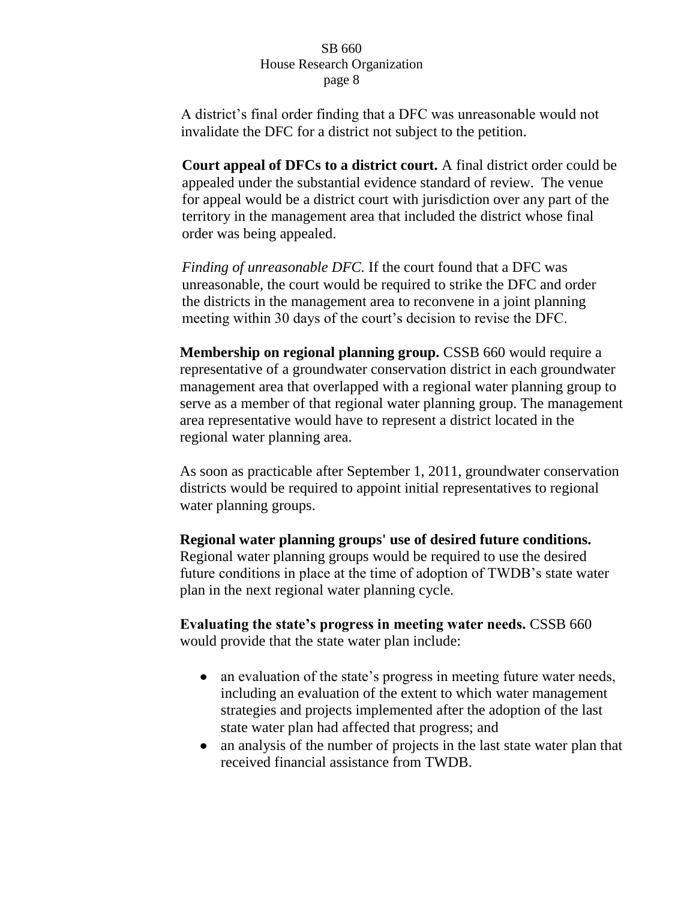A district's final order finding that a DFC was unreasonable would not invalidate the DFC for a district not subject to the petition.

**Court appeal of DFCs to a district court.** A final district order could be appealed under the substantial evidence standard of review. The venue for appeal would be a district court with jurisdiction over any part of the territory in the management area that included the district whose final order was being appealed.

*Finding of unreasonable DFC.* If the court found that a DFC was unreasonable, the court would be required to strike the DFC and order the districts in the management area to reconvene in a joint planning meeting within 30 days of the court's decision to revise the DFC.

**Membership on regional planning group.** CSSB 660 would require a representative of a groundwater conservation district in each groundwater management area that overlapped with a regional water planning group to serve as a member of that regional water planning group. The management area representative would have to represent a district located in the regional water planning area.

As soon as practicable after September 1, 2011, groundwater conservation districts would be required to appoint initial representatives to regional water planning groups.

**Regional water planning groups' use of desired future conditions.** Regional water planning groups would be required to use the desired future conditions in place at the time of adoption of TWDB's state water plan in the next regional water planning cycle.

**Evaluating the state's progress in meeting water needs.** CSSB 660 would provide that the state water plan include:

- an evaluation of the state's progress in meeting future water needs, including an evaluation of the extent to which water management strategies and projects implemented after the adoption of the last state water plan had affected that progress; and
- an analysis of the number of projects in the last state water plan that received financial assistance from TWDB.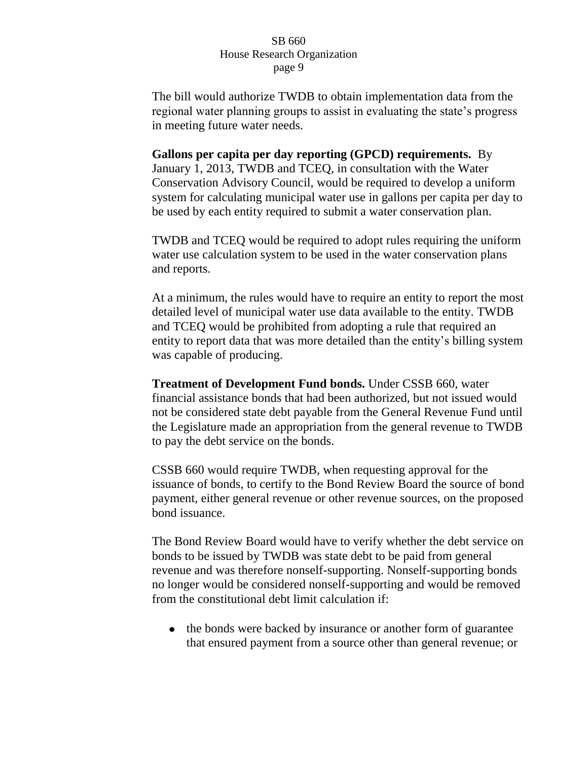The bill would authorize TWDB to obtain implementation data from the regional water planning groups to assist in evaluating the state's progress in meeting future water needs.

**Gallons per capita per day reporting (GPCD) requirements.** By January 1, 2013, TWDB and TCEQ, in consultation with the Water Conservation Advisory Council, would be required to develop a uniform system for calculating municipal water use in gallons per capita per day to be used by each entity required to submit a water conservation plan.

TWDB and TCEQ would be required to adopt rules requiring the uniform water use calculation system to be used in the water conservation plans and reports.

At a minimum, the rules would have to require an entity to report the most detailed level of municipal water use data available to the entity. TWDB and TCEQ would be prohibited from adopting a rule that required an entity to report data that was more detailed than the entity's billing system was capable of producing.

**Treatment of Development Fund bonds.** Under CSSB 660, water financial assistance bonds that had been authorized, but not issued would not be considered state debt payable from the General Revenue Fund until the Legislature made an appropriation from the general revenue to TWDB to pay the debt service on the bonds.

CSSB 660 would require TWDB, when requesting approval for the issuance of bonds, to certify to the Bond Review Board the source of bond payment, either general revenue or other revenue sources, on the proposed bond issuance.

The Bond Review Board would have to verify whether the debt service on bonds to be issued by TWDB was state debt to be paid from general revenue and was therefore nonself-supporting. Nonself-supporting bonds no longer would be considered nonself-supporting and would be removed from the constitutional debt limit calculation if:

- the bonds were backed by insurance or another form of guarantee that ensured payment from a source other than general revenue; or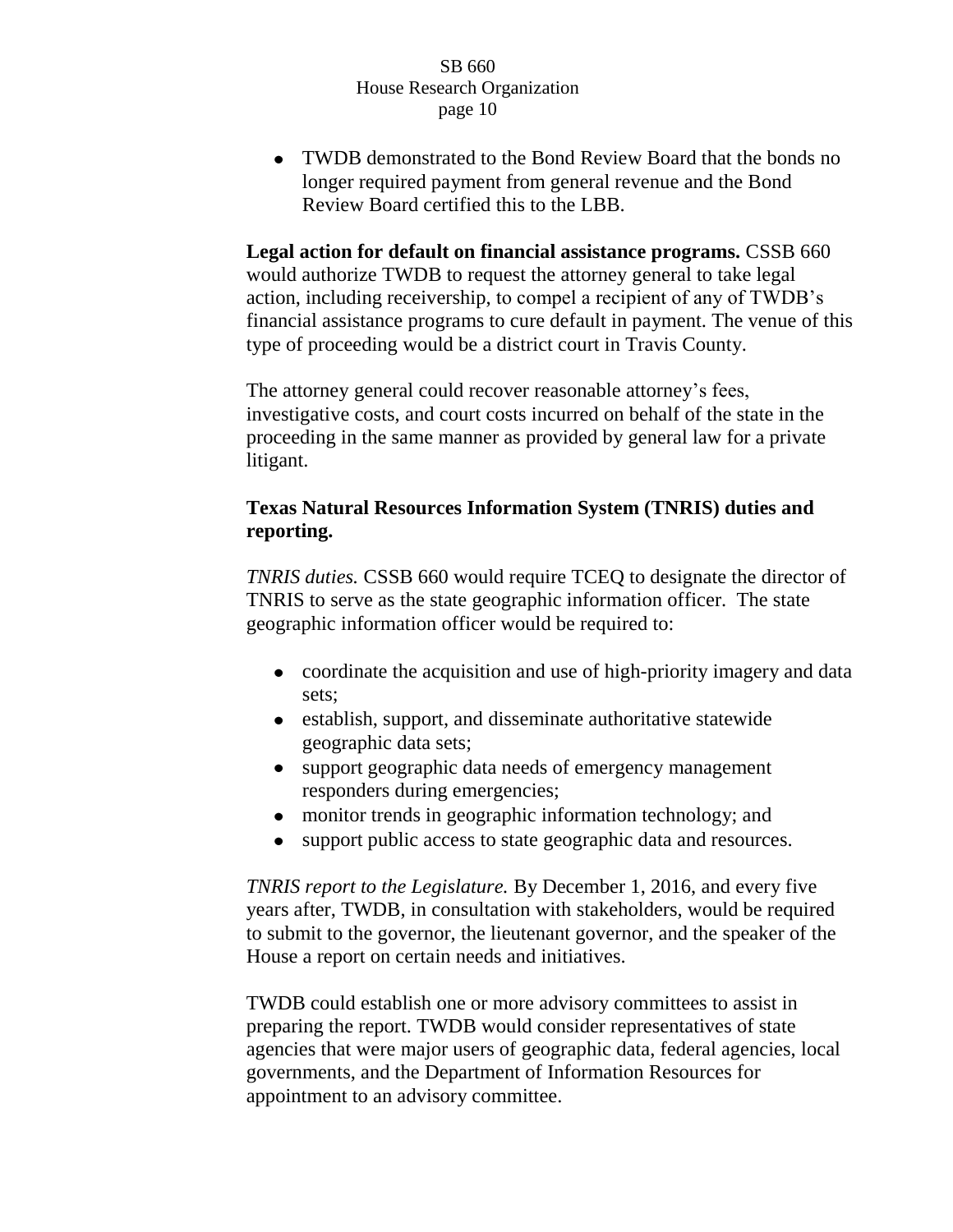- TWDB demonstrated to the Bond Review Board that the bonds no longer required payment from general revenue and the Bond Review Board certified this to the LBB.

**Legal action for default on financial assistance programs.** CSSB 660 would authorize TWDB to request the attorney general to take legal action, including receivership, to compel a recipient of any of TWDB's financial assistance programs to cure default in payment. The venue of this type of proceeding would be a district court in Travis County.

The attorney general could recover reasonable attorney's fees, investigative costs, and court costs incurred on behalf of the state in the proceeding in the same manner as provided by general law for a private litigant.

**Texas Natural Resources Information System (TNRIS) duties and reporting.**

*TNRIS duties.* CSSB 660 would require TCEQ to designate the director of TNRIS to serve as the state geographic information officer. The state geographic information officer would be required to:

- coordinate the acquisition and use of high-priority imagery and data sets;
- establish, support, and disseminate authoritative statewide geographic data sets;
- support geographic data needs of emergency management responders during emergencies;
- monitor trends in geographic information technology; and
- support public access to state geographic data and resources.

*TNRIS report to the Legislature.* By December 1, 2016, and every five years after, TWDB, in consultation with stakeholders, would be required to submit to the governor, the lieutenant governor, and the speaker of the House a report on certain needs and initiatives.

TWDB could establish one or more advisory committees to assist in preparing the report. TWDB would consider representatives of state agencies that were major users of geographic data, federal agencies, local governments, and the Department of Information Resources for appointment to an advisory committee.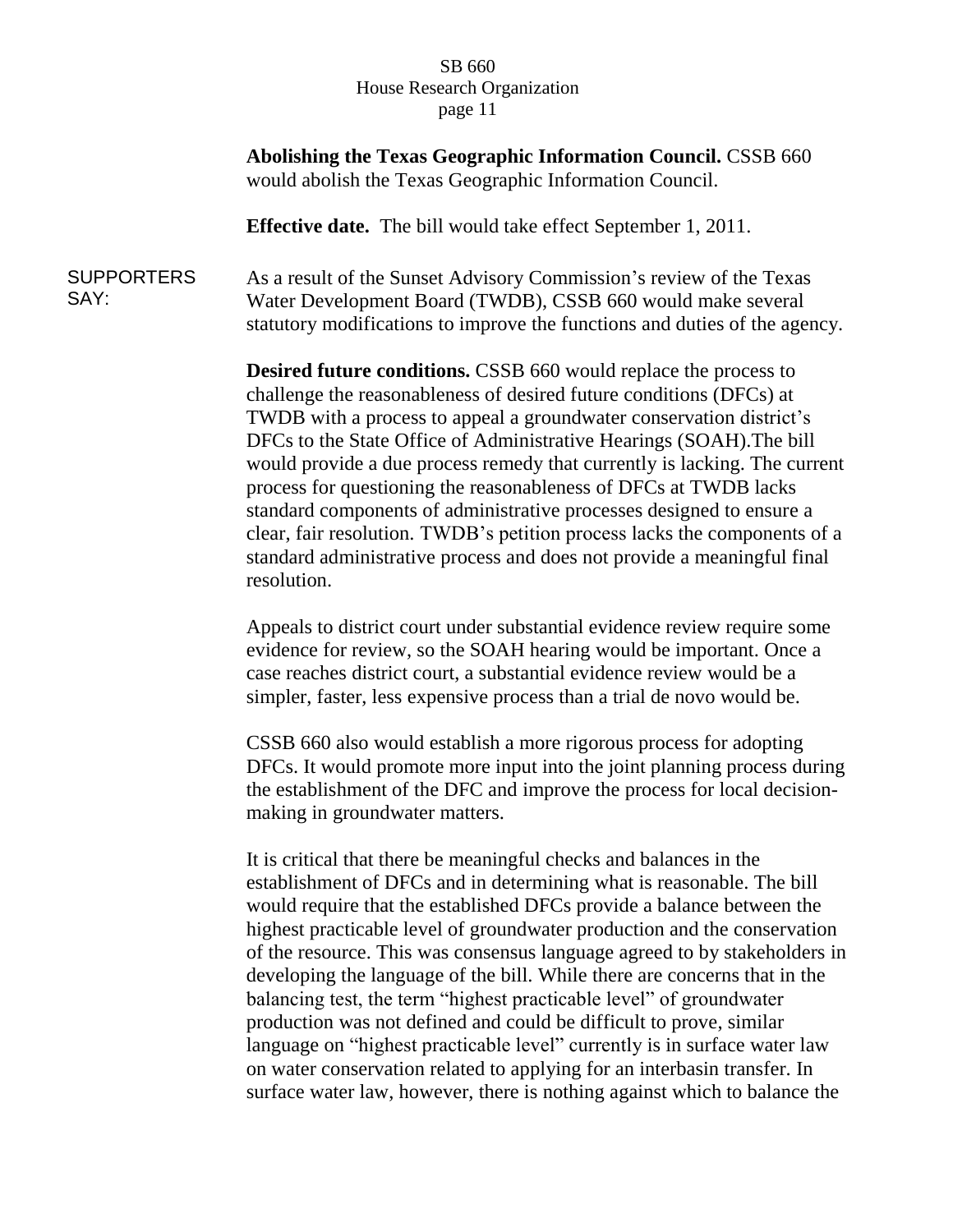**Abolishing the Texas Geographic Information Council.** CSSB 660 would abolish the Texas Geographic Information Council.

**Effective date.** The bill would take effect September 1, 2011.

SUPPORTERS SAY:

As a result of the Sunset Advisory Commission's review of the Texas Water Development Board (TWDB), CSSB 660 would make several statutory modifications to improve the functions and duties of the agency.

**Desired future conditions.** CSSB 660 would replace the process to challenge the reasonableness of desired future conditions (DFCs) at TWDB with a process to appeal a groundwater conservation district's DFCs to the State Office of Administrative Hearings (SOAH).The bill would provide a due process remedy that currently is lacking. The current process for questioning the reasonableness of DFCs at TWDB lacks standard components of administrative processes designed to ensure a clear, fair resolution. TWDB's petition process lacks the components of a standard administrative process and does not provide a meaningful final resolution.

Appeals to district court under substantial evidence review require some evidence for review, so the SOAH hearing would be important. Once a case reaches district court, a substantial evidence review would be a simpler, faster, less expensive process than a trial de novo would be.

CSSB 660 also would establish a more rigorous process for adopting DFCs. It would promote more input into the joint planning process during the establishment of the DFC and improve the process for local decision-making in groundwater matters.

It is critical that there be meaningful checks and balances in the establishment of DFCs and in determining what is reasonable. The bill would require that the established DFCs provide a balance between the highest practicable level of groundwater production and the conservation of the resource. This was consensus language agreed to by stakeholders in developing the language of the bill. While there are concerns that in the balancing test, the term "highest practicable level" of groundwater production was not defined and could be difficult to prove, similar language on "highest practicable level" currently is in surface water law on water conservation related to applying for an interbasin transfer. In surface water law, however, there is nothing against which to balance the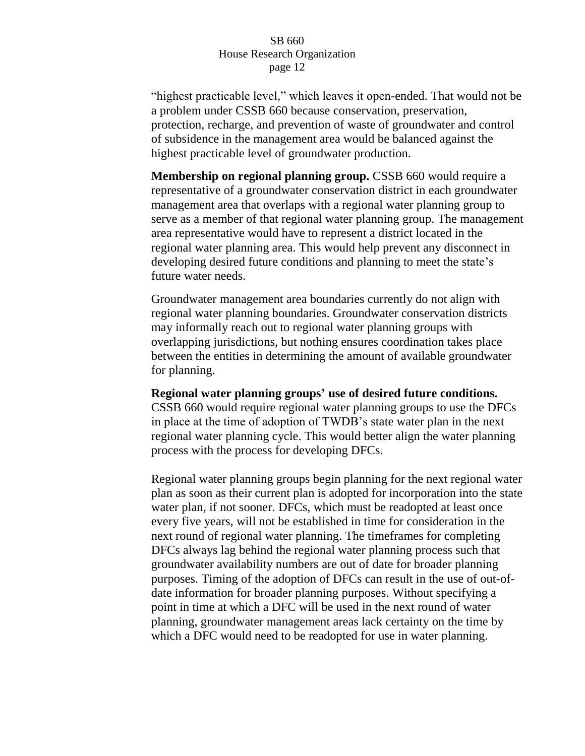"highest practicable level," which leaves it open-ended. That would not be a problem under CSSB 660 because conservation, preservation, protection, recharge, and prevention of waste of groundwater and control of subsidence in the management area would be balanced against the highest practicable level of groundwater production.

**Membership on regional planning group.** CSSB 660 would require a representative of a groundwater conservation district in each groundwater management area that overlaps with a regional water planning group to serve as a member of that regional water planning group. The management area representative would have to represent a district located in the regional water planning area. This would help prevent any disconnect in developing desired future conditions and planning to meet the state's future water needs.

Groundwater management area boundaries currently do not align with regional water planning boundaries. Groundwater conservation districts may informally reach out to regional water planning groups with overlapping jurisdictions, but nothing ensures coordination takes place between the entities in determining the amount of available groundwater for planning.

**Regional water planning groups' use of desired future conditions.** CSSB 660 would require regional water planning groups to use the DFCs in place at the time of adoption of TWDB's state water plan in the next regional water planning cycle. This would better align the water planning process with the process for developing DFCs.

Regional water planning groups begin planning for the next regional water plan as soon as their current plan is adopted for incorporation into the state water plan, if not sooner. DFCs, which must be readopted at least once every five years, will not be established in time for consideration in the next round of regional water planning. The timeframes for completing DFCs always lag behind the regional water planning process such that groundwater availability numbers are out of date for broader planning purposes. Timing of the adoption of DFCs can result in the use of out-of-date information for broader planning purposes. Without specifying a point in time at which a DFC will be used in the next round of water planning, groundwater management areas lack certainty on the time by which a DFC would need to be readopted for use in water planning.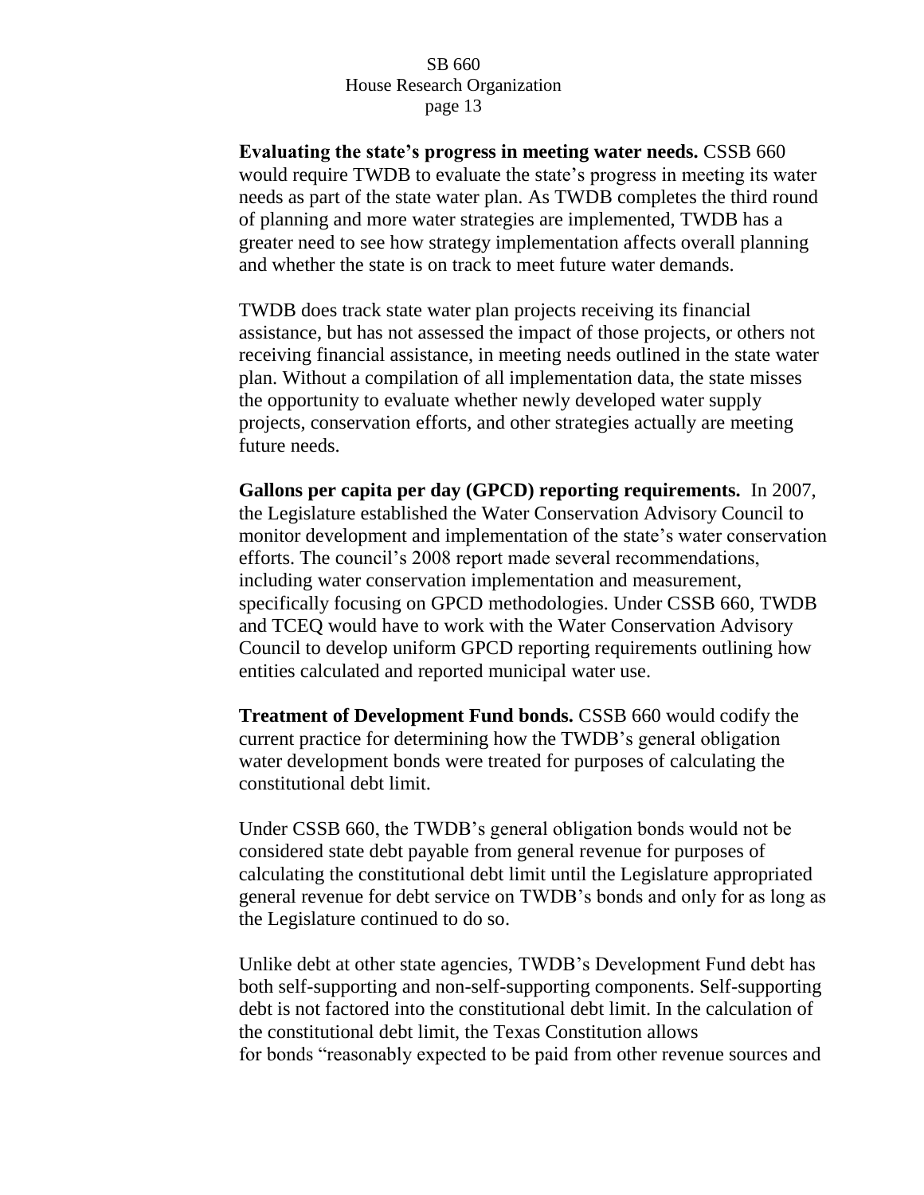**Evaluating the state's progress in meeting water needs.** CSSB 660 would require TWDB to evaluate the state's progress in meeting its water needs as part of the state water plan. As TWDB completes the third round of planning and more water strategies are implemented, TWDB has a greater need to see how strategy implementation affects overall planning and whether the state is on track to meet future water demands.

TWDB does track state water plan projects receiving its financial assistance, but has not assessed the impact of those projects, or others not receiving financial assistance, in meeting needs outlined in the state water plan. Without a compilation of all implementation data, the state misses the opportunity to evaluate whether newly developed water supply projects, conservation efforts, and other strategies actually are meeting future needs.

**Gallons per capita per day (GPCD) reporting requirements.** In 2007, the Legislature established the Water Conservation Advisory Council to monitor development and implementation of the state's water conservation efforts. The council's 2008 report made several recommendations, including water conservation implementation and measurement, specifically focusing on GPCD methodologies. Under CSSB 660, TWDB and TCEQ would have to work with the Water Conservation Advisory Council to develop uniform GPCD reporting requirements outlining how entities calculated and reported municipal water use.

**Treatment of Development Fund bonds.** CSSB 660 would codify the current practice for determining how the TWDB's general obligation water development bonds were treated for purposes of calculating the constitutional debt limit.

Under CSSB 660, the TWDB's general obligation bonds would not be considered state debt payable from general revenue for purposes of calculating the constitutional debt limit until the Legislature appropriated general revenue for debt service on TWDB's bonds and only for as long as the Legislature continued to do so.

Unlike debt at other state agencies, TWDB's Development Fund debt has both self-supporting and non-self-supporting components. Self-supporting debt is not factored into the constitutional debt limit. In the calculation of the constitutional debt limit, the Texas Constitution allows for bonds "reasonably expected to be paid from other revenue sources and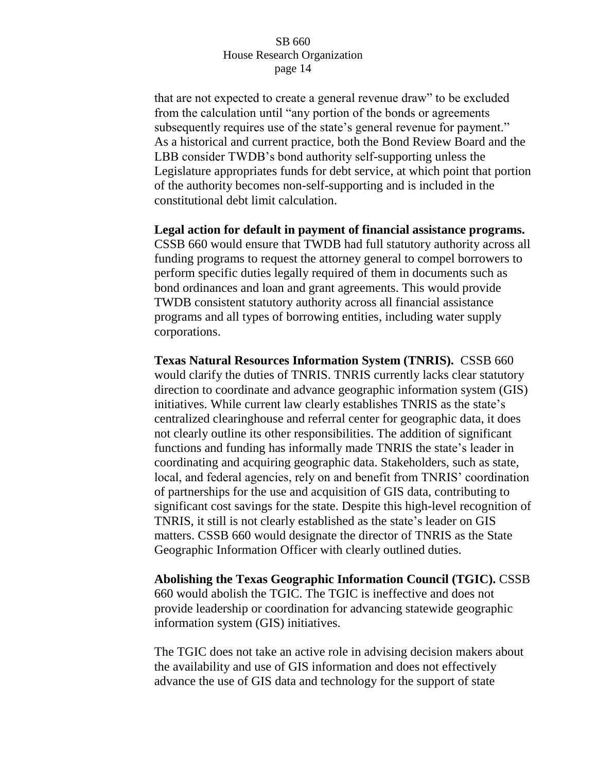that are not expected to create a general revenue draw" to be excluded from the calculation until "any portion of the bonds or agreements subsequently requires use of the state's general revenue for payment." As a historical and current practice, both the Bond Review Board and the LBB consider TWDB's bond authority self-supporting unless the Legislature appropriates funds for debt service, at which point that portion of the authority becomes non-self-supporting and is included in the constitutional debt limit calculation.

**Legal action for default in payment of financial assistance programs.** CSSB 660 would ensure that TWDB had full statutory authority across all funding programs to request the attorney general to compel borrowers to perform specific duties legally required of them in documents such as bond ordinances and loan and grant agreements. This would provide TWDB consistent statutory authority across all financial assistance programs and all types of borrowing entities, including water supply corporations.

**Texas Natural Resources Information System (TNRIS).** CSSB 660 would clarify the duties of TNRIS. TNRIS currently lacks clear statutory direction to coordinate and advance geographic information system (GIS) initiatives. While current law clearly establishes TNRIS as the state's centralized clearinghouse and referral center for geographic data, it does not clearly outline its other responsibilities. The addition of significant functions and funding has informally made TNRIS the state's leader in coordinating and acquiring geographic data. Stakeholders, such as state, local, and federal agencies, rely on and benefit from TNRIS' coordination of partnerships for the use and acquisition of GIS data, contributing to significant cost savings for the state. Despite this high-level recognition of TNRIS, it still is not clearly established as the state's leader on GIS matters. CSSB 660 would designate the director of TNRIS as the State Geographic Information Officer with clearly outlined duties.

**Abolishing the Texas Geographic Information Council (TGIC).** CSSB 660 would abolish the TGIC. The TGIC is ineffective and does not provide leadership or coordination for advancing statewide geographic information system (GIS) initiatives.

The TGIC does not take an active role in advising decision makers about the availability and use of GIS information and does not effectively advance the use of GIS data and technology for the support of state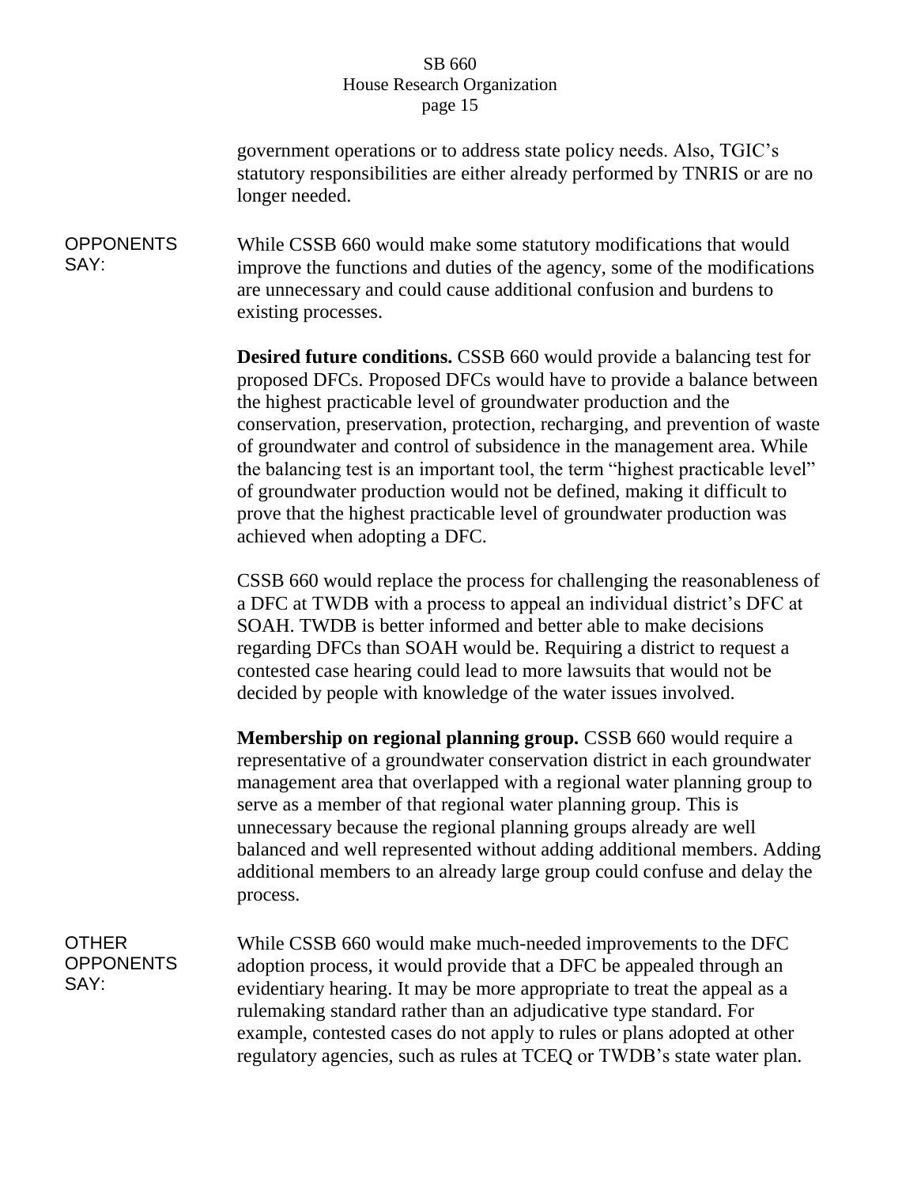government operations or to address state policy needs. Also, TGIC's statutory responsibilities are either already performed by TNRIS or are no longer needed.

OPPONENTS SAY:

While CSSB 660 would make some statutory modifications that would improve the functions and duties of the agency, some of the modifications are unnecessary and could cause additional confusion and burdens to existing processes.

**Desired future conditions.** CSSB 660 would provide a balancing test for proposed DFCs. Proposed DFCs would have to provide a balance between the highest practicable level of groundwater production and the conservation, preservation, protection, recharging, and prevention of waste of groundwater and control of subsidence in the management area. While the balancing test is an important tool, the term "highest practicable level" of groundwater production would not be defined, making it difficult to prove that the highest practicable level of groundwater production was achieved when adopting a DFC.

CSSB 660 would replace the process for challenging the reasonableness of a DFC at TWDB with a process to appeal an individual district's DFC at SOAH. TWDB is better informed and better able to make decisions regarding DFCs than SOAH would be. Requiring a district to request a contested case hearing could lead to more lawsuits that would not be decided by people with knowledge of the water issues involved.

**Membership on regional planning group.** CSSB 660 would require a representative of a groundwater conservation district in each groundwater management area that overlapped with a regional water planning group to serve as a member of that regional water planning group. This is unnecessary because the regional planning groups already are well balanced and well represented without adding additional members. Adding additional members to an already large group could confuse and delay the process.

OTHER OPPONENTS SAY:

While CSSB 660 would make much-needed improvements to the DFC adoption process, it would provide that a DFC be appealed through an evidentiary hearing. It may be more appropriate to treat the appeal as a rulemaking standard rather than an adjudicative type standard. For example, contested cases do not apply to rules or plans adopted at other regulatory agencies, such as rules at TCEQ or TWDB's state water plan.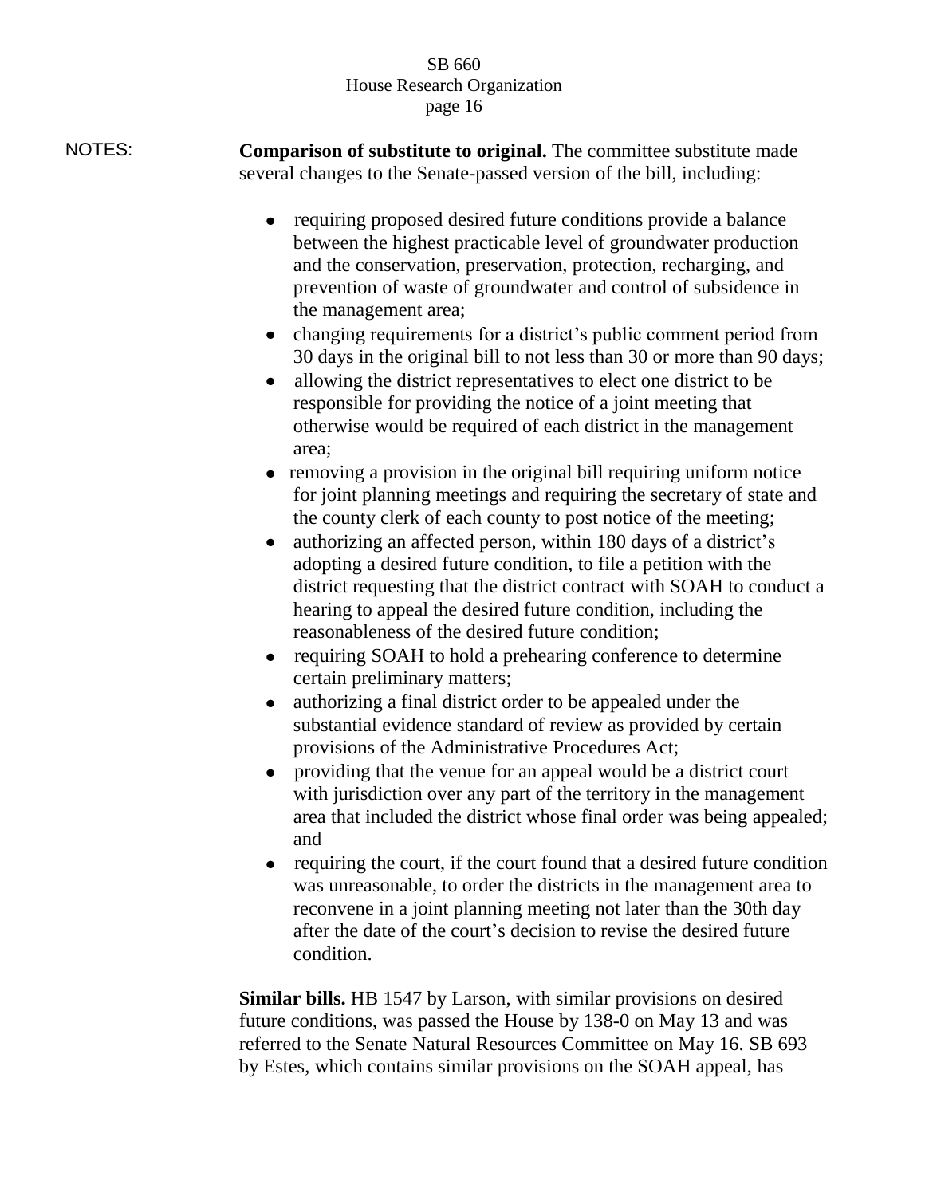NOTES:

**Comparison of substitute to original.** The committee substitute made several changes to the Senate-passed version of the bill, including:

- requiring proposed desired future conditions provide a balance between the highest practicable level of groundwater production and the conservation, preservation, protection, recharging, and prevention of waste of groundwater and control of subsidence in the management area;
- changing requirements for a district's public comment period from 30 days in the original bill to not less than 30 or more than 90 days;
- allowing the district representatives to elect one district to be responsible for providing the notice of a joint meeting that otherwise would be required of each district in the management area;
- removing a provision in the original bill requiring uniform notice for joint planning meetings and requiring the secretary of state and the county clerk of each county to post notice of the meeting;
- authorizing an affected person, within 180 days of a district's adopting a desired future condition, to file a petition with the district requesting that the district contract with SOAH to conduct a hearing to appeal the desired future condition, including the reasonableness of the desired future condition;
- requiring SOAH to hold a prehearing conference to determine certain preliminary matters;
- authorizing a final district order to be appealed under the substantial evidence standard of review as provided by certain provisions of the Administrative Procedures Act;
- providing that the venue for an appeal would be a district court with jurisdiction over any part of the territory in the management area that included the district whose final order was being appealed; and
- requiring the court, if the court found that a desired future condition was unreasonable, to order the districts in the management area to reconvene in a joint planning meeting not later than the 30th day after the date of the court's decision to revise the desired future condition.

**Similar bills.** HB 1547 by Larson, with similar provisions on desired future conditions, was passed the House by 138-0 on May 13 and was referred to the Senate Natural Resources Committee on May 16. SB 693 by Estes, which contains similar provisions on the SOAH appeal, has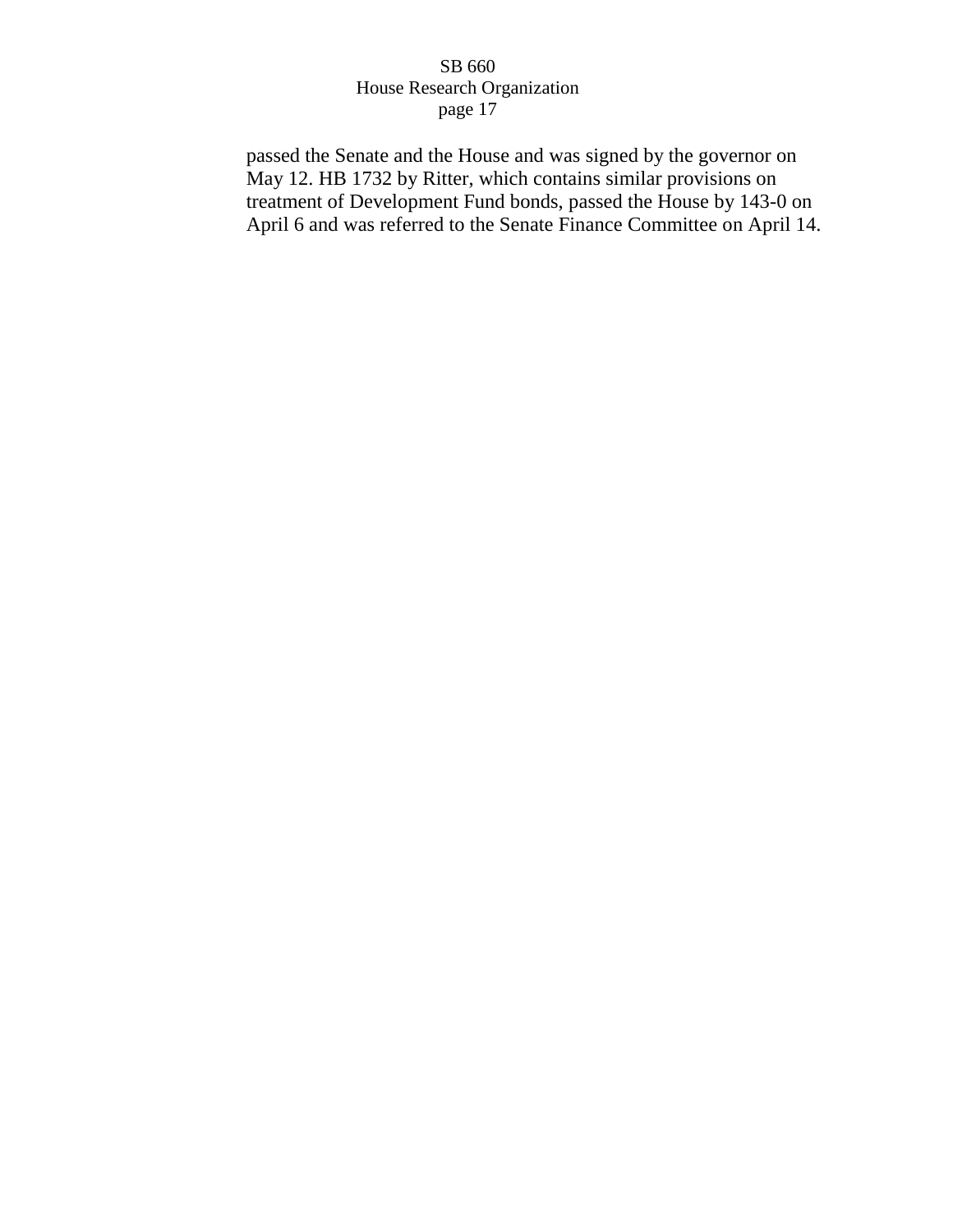passed the Senate and the House and was signed by the governor on May 12. HB 1732 by Ritter, which contains similar provisions on treatment of Development Fund bonds, passed the House by 143-0 on April 6 and was referred to the Senate Finance Committee on April 14.